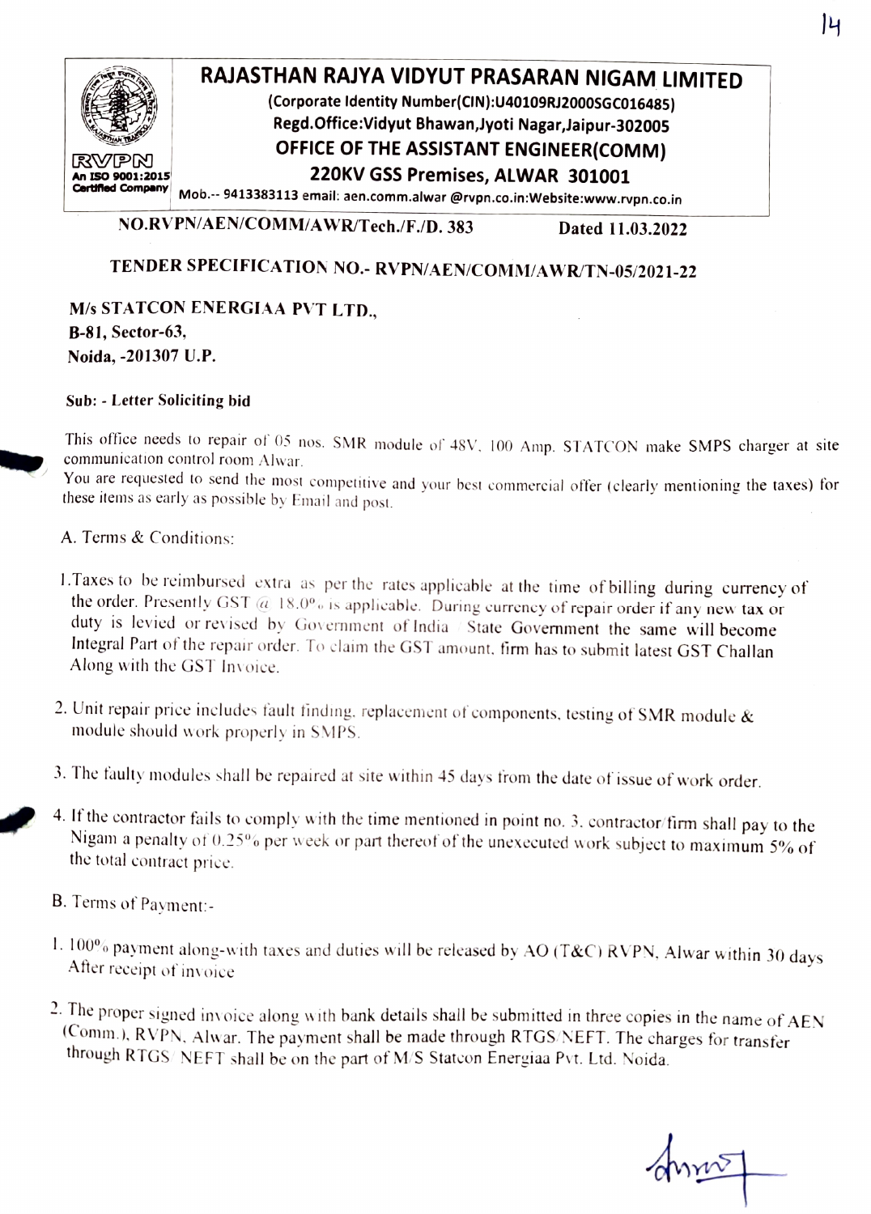# RAJASTHAN RAJYA VIDYUT PRASARAN NIGAM LIMITED

**(Corporate Identity Number(CIN):U40109RJ2000SGC016485)**
**Regd.Office:Vidyut Bhawan,Jyoti Nagar,Jaipur-302005**
**OFFICE OF THE ASSISTANT ENGINEER(COMM)**
**220KV GSS Premises, ALWAR 301001**

RVPN
An ISO 9001:2015 Certified Company

Mob.-- 9413383113 email: aen.comm.alwar @rvpn.co.in:Website:www.rvpn.co.in

**NO.RVPN/AEN/COMM/AWR/Tech./F./D. 383** **Dated 11.03.2022**

**TENDER SPECIFICATION NO.- RVPN/AEN/COMM/AWR/TN-05/2021-22**

**M/s STATCON ENERGIAA PVT LTD.,**
**B-81, Sector-63,**
**Noida, -201307 U.P.**

**Sub: - Letter Soliciting bid**

This office needs to repair of 05 nos. SMR module of 48V, 100 Amp. STATCON make SMPS charger at site communication control room Alwar.
You are requested to send the most competitive and your best commercial offer (clearly mentioning the taxes) for these items as early as possible by Email and post.

A. Terms & Conditions:

1. Taxes to be reimbursed extra as per the rates applicable at the time of billing during currency of the order. Presently GST @ 18.0% is applicable. During currency of repair order if any new tax or duty is levied or revised by Government of India / State Government the same will become Integral Part of the repair order. To claim the GST amount, firm has to submit latest GST Challan Along with the GST Invoice.

2. Unit repair price includes fault finding, replacement of components, testing of SMR module & module should work properly in SMPS.

3. The faulty modules shall be repaired at site within 45 days from the date of issue of work order.

4. If the contractor fails to comply with the time mentioned in point no. 3, contractor/firm shall pay to the Nigam a penalty of 0.25% per week or part thereof of the unexecuted work subject to maximum 5% of the total contract price.

B. Terms of Payment:-

1. 100% payment along-with taxes and duties will be released by AO (T&C) RVPN, Alwar within 30 days After receipt of invoice

2. The proper signed invoice along with bank details shall be submitted in three copies in the name of AEN (Comm.), RVPN, Alwar. The payment shall be made through RTGS/NEFT. The charges for transfer through RTGS/ NEFT shall be on the part of M/S Statcon Energiaa Pvt. Ltd. Noida.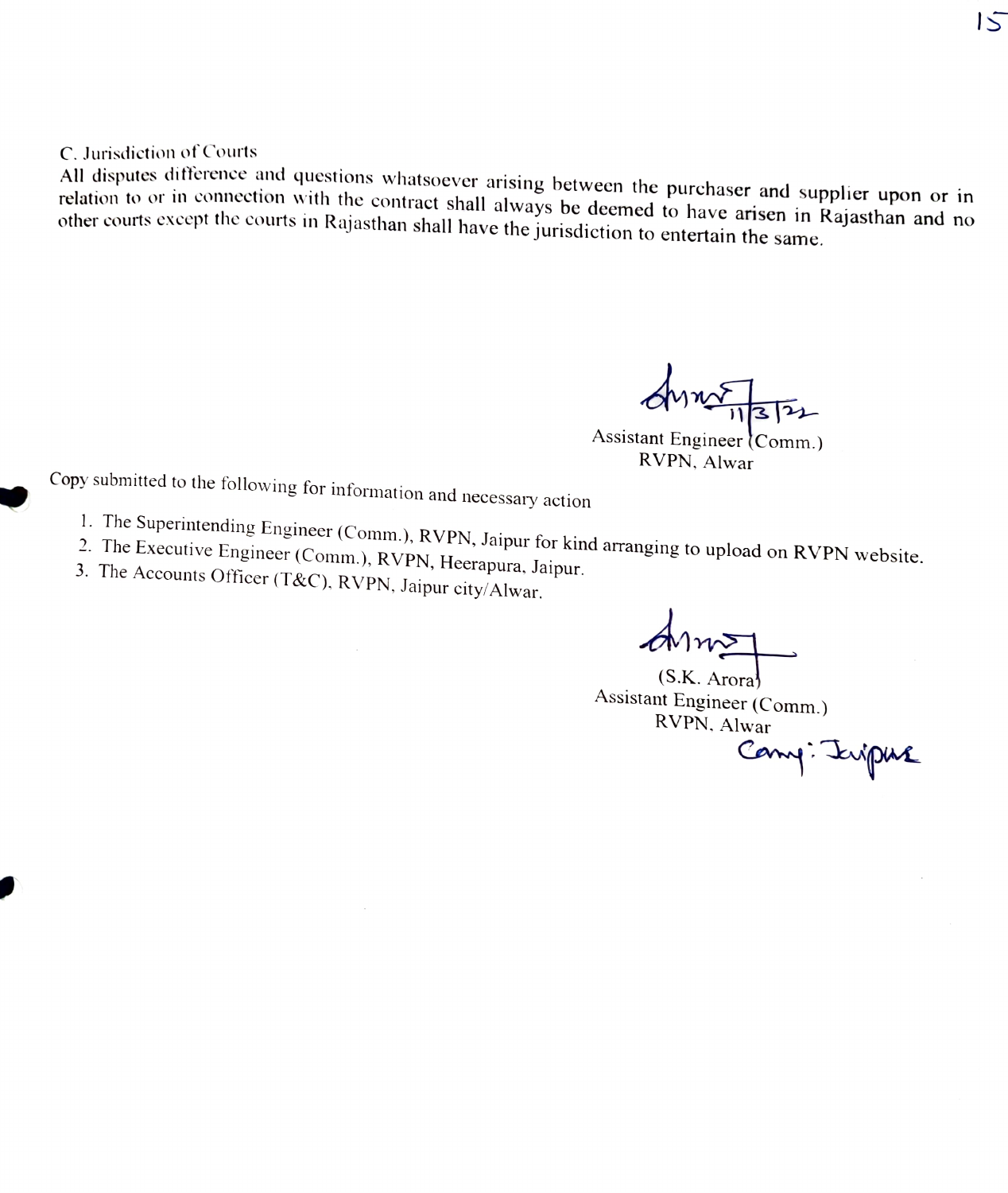C. Jurisdiction of Courts

All disputes difference and questions whatsoever arising between the purchaser and supplier upon or in relation to or in connection with the contract shall always be deemed to have arisen in Rajasthan and no other courts except the courts in Rajasthan shall have the jurisdiction to entertain the same.

11/3/22

Assistant Engineer (Comm.)
RVPN, Alwar

Copy submitted to the following for information and necessary action

1. The Superintending Engineer (Comm.), RVPN, Jaipur for kind arranging to upload on RVPN website.
2. The Executive Engineer (Comm.), RVPN, Heerapura, Jaipur.
3. The Accounts Officer (T&C), RVPN, Jaipur city/Alwar.

(S.K. Arora)
Assistant Engineer (Comm.)
RVPN, Alwar

Camp: Jaipur